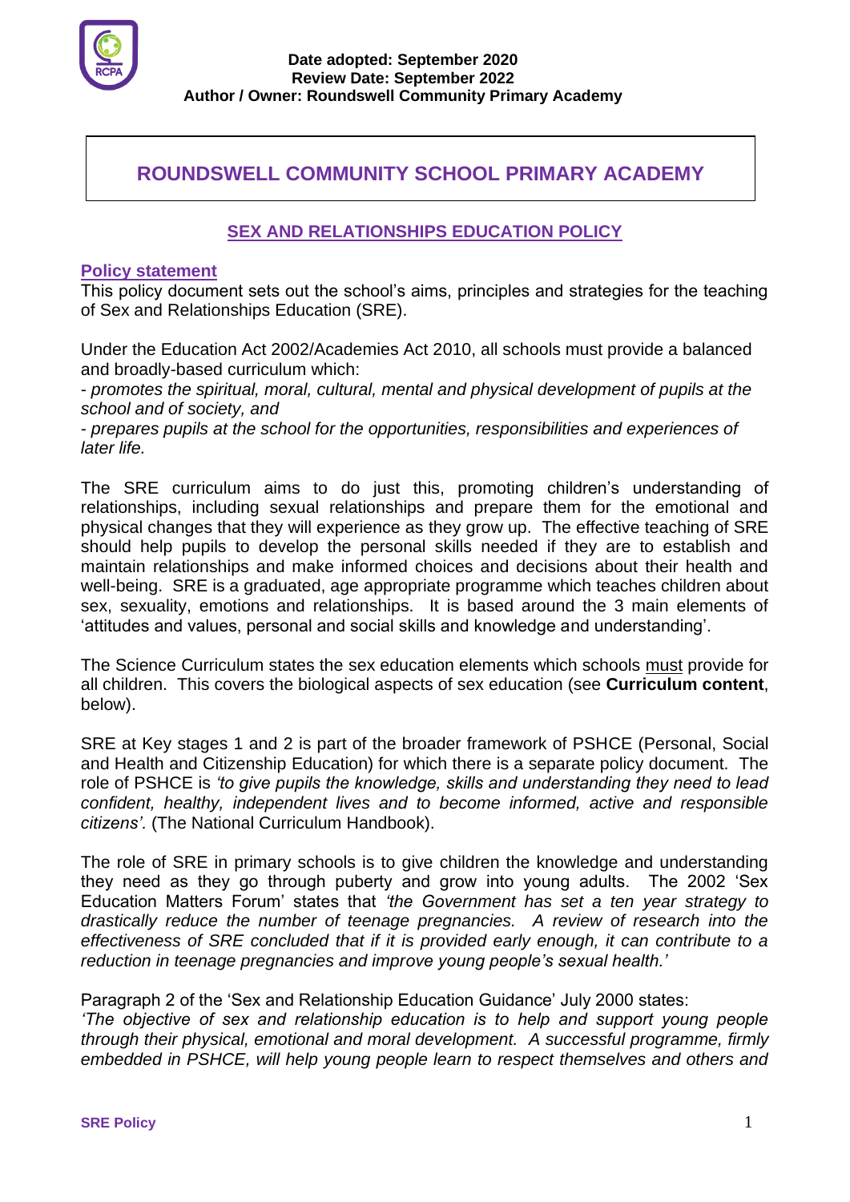**Date adopted: September 2020**
**Review Date: September 2022**
**Author / Owner: Roundswell Community Primary Academy**

# ROUNDSWELL COMMUNITY SCHOOL PRIMARY ACADEMY

## SEX AND RELATIONSHIPS EDUCATION POLICY

### Policy statement

This policy document sets out the school's aims, principles and strategies for the teaching of Sex and Relationships Education (SRE).

Under the Education Act 2002/Academies Act 2010, all schools must provide a balanced and broadly-based curriculum which:

- *promotes the spiritual, moral, cultural, mental and physical development of pupils at the school and of society, and*
- *prepares pupils at the school for the opportunities, responsibilities and experiences of later life.*

The SRE curriculum aims to do just this, promoting children's understanding of relationships, including sexual relationships and prepare them for the emotional and physical changes that they will experience as they grow up. The effective teaching of SRE should help pupils to develop the personal skills needed if they are to establish and maintain relationships and make informed choices and decisions about their health and well-being. SRE is a graduated, age appropriate programme which teaches children about sex, sexuality, emotions and relationships. It is based around the 3 main elements of 'attitudes and values, personal and social skills and knowledge and understanding'.

The Science Curriculum states the sex education elements which schools must provide for all children. This covers the biological aspects of sex education (see **Curriculum content**, below).

SRE at Key stages 1 and 2 is part of the broader framework of PSHCE (Personal, Social and Health and Citizenship Education) for which there is a separate policy document. The role of PSHCE is *'to give pupils the knowledge, skills and understanding they need to lead confident, healthy, independent lives and to become informed, active and responsible citizens'.* (The National Curriculum Handbook).

The role of SRE in primary schools is to give children the knowledge and understanding they need as they go through puberty and grow into young adults. The 2002 'Sex Education Matters Forum' states that *'the Government has set a ten year strategy to drastically reduce the number of teenage pregnancies. A review of research into the effectiveness of SRE concluded that if it is provided early enough, it can contribute to a reduction in teenage pregnancies and improve young people's sexual health.'*

Paragraph 2 of the 'Sex and Relationship Education Guidance' July 2000 states:
*'The objective of sex and relationship education is to help and support young people through their physical, emotional and moral development. A successful programme, firmly embedded in PSHCE, will help young people learn to respect themselves and others and*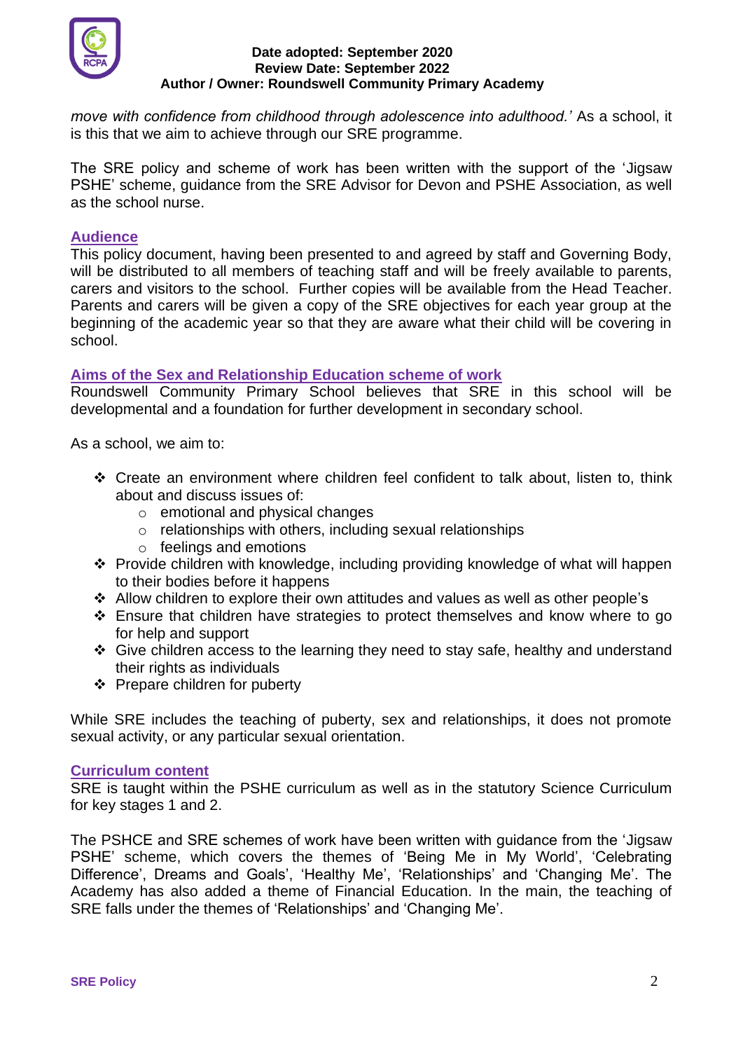*move with confidence from childhood through adolescence into adulthood.'* As a school, it is this that we aim to achieve through our SRE programme.

The SRE policy and scheme of work has been written with the support of the 'Jigsaw PSHE' scheme, guidance from the SRE Advisor for Devon and PSHE Association, as well as the school nurse.

## Audience

This policy document, having been presented to and agreed by staff and Governing Body, will be distributed to all members of teaching staff and will be freely available to parents, carers and visitors to the school. Further copies will be available from the Head Teacher. Parents and carers will be given a copy of the SRE objectives for each year group at the beginning of the academic year so that they are aware what their child will be covering in school.

## Aims of the Sex and Relationship Education scheme of work

Roundswell Community Primary School believes that SRE in this school will be developmental and a foundation for further development in secondary school.

As a school, we aim to:

- Create an environment where children feel confident to talk about, listen to, think about and discuss issues of:
  - emotional and physical changes
  - relationships with others, including sexual relationships
  - feelings and emotions
- Provide children with knowledge, including providing knowledge of what will happen to their bodies before it happens
- Allow children to explore their own attitudes and values as well as other people's
- Ensure that children have strategies to protect themselves and know where to go for help and support
- Give children access to the learning they need to stay safe, healthy and understand their rights as individuals
- Prepare children for puberty

While SRE includes the teaching of puberty, sex and relationships, it does not promote sexual activity, or any particular sexual orientation.

## Curriculum content

SRE is taught within the PSHE curriculum as well as in the statutory Science Curriculum for key stages 1 and 2.

The PSHCE and SRE schemes of work have been written with guidance from the 'Jigsaw PSHE' scheme, which covers the themes of 'Being Me in My World', 'Celebrating Difference', Dreams and Goals', 'Healthy Me', 'Relationships' and 'Changing Me'. The Academy has also added a theme of Financial Education. In the main, the teaching of SRE falls under the themes of 'Relationships' and 'Changing Me'.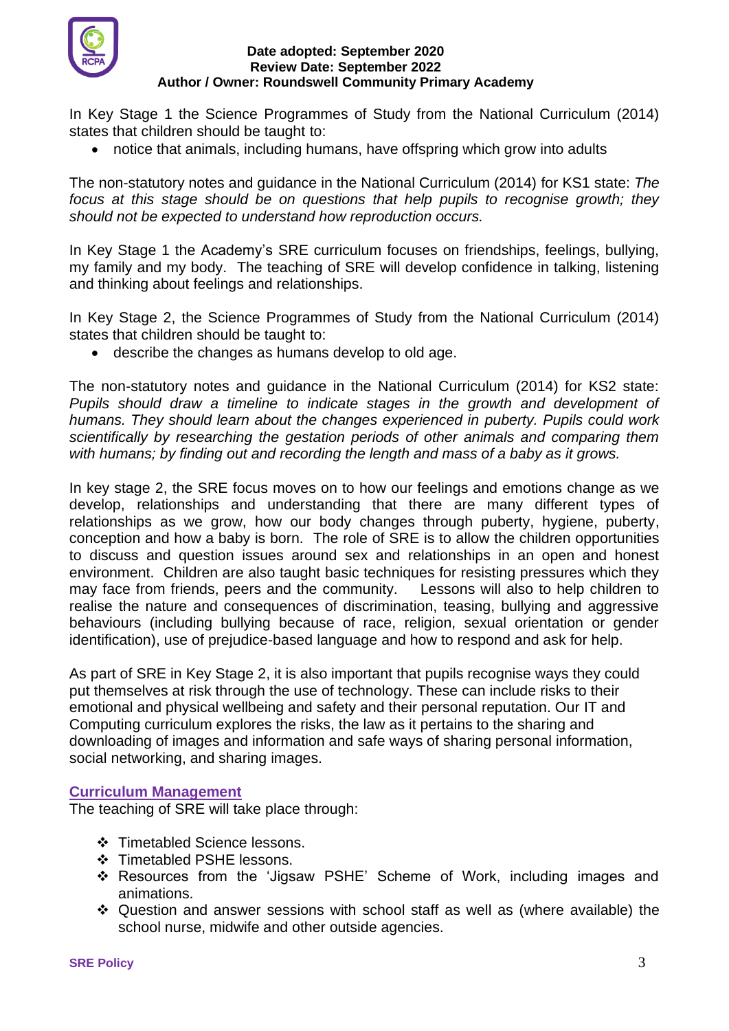In Key Stage 1 the Science Programmes of Study from the National Curriculum (2014) states that children should be taught to:

- notice that animals, including humans, have offspring which grow into adults

The non-statutory notes and guidance in the National Curriculum (2014) for KS1 state: *The focus at this stage should be on questions that help pupils to recognise growth; they should not be expected to understand how reproduction occurs.*

In Key Stage 1 the Academy's SRE curriculum focuses on friendships, feelings, bullying, my family and my body. The teaching of SRE will develop confidence in talking, listening and thinking about feelings and relationships.

In Key Stage 2, the Science Programmes of Study from the National Curriculum (2014) states that children should be taught to:

- describe the changes as humans develop to old age.

The non-statutory notes and guidance in the National Curriculum (2014) for KS2 state: *Pupils should draw a timeline to indicate stages in the growth and development of humans. They should learn about the changes experienced in puberty. Pupils could work scientifically by researching the gestation periods of other animals and comparing them with humans; by finding out and recording the length and mass of a baby as it grows.*

In key stage 2, the SRE focus moves on to how our feelings and emotions change as we develop, relationships and understanding that there are many different types of relationships as we grow, how our body changes through puberty, hygiene, puberty, conception and how a baby is born. The role of SRE is to allow the children opportunities to discuss and question issues around sex and relationships in an open and honest environment. Children are also taught basic techniques for resisting pressures which they may face from friends, peers and the community. Lessons will also to help children to realise the nature and consequences of discrimination, teasing, bullying and aggressive behaviours (including bullying because of race, religion, sexual orientation or gender identification), use of prejudice-based language and how to respond and ask for help.

As part of SRE in Key Stage 2, it is also important that pupils recognise ways they could put themselves at risk through the use of technology. These can include risks to their emotional and physical wellbeing and safety and their personal reputation. Our IT and Computing curriculum explores the risks, the law as it pertains to the sharing and downloading of images and information and safe ways of sharing personal information, social networking, and sharing images.

## Curriculum Management

The teaching of SRE will take place through:

- Timetabled Science lessons.
- Timetabled PSHE lessons.
- Resources from the 'Jigsaw PSHE' Scheme of Work, including images and animations.
- Question and answer sessions with school staff as well as (where available) the school nurse, midwife and other outside agencies.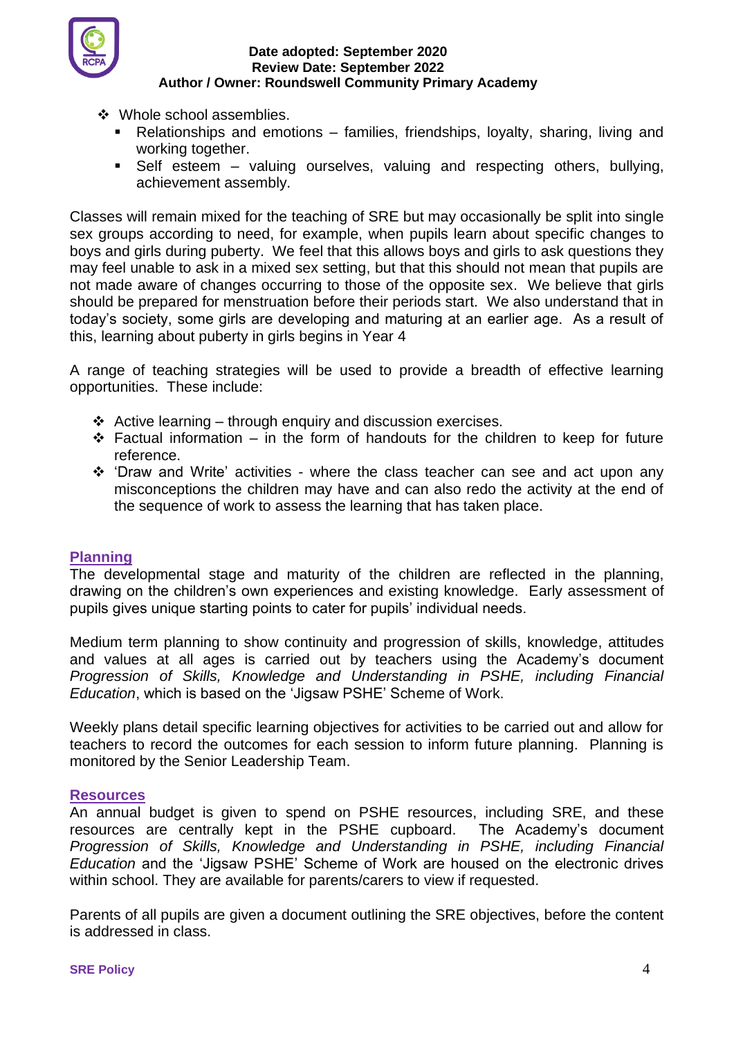- Whole school assemblies.
  - Relationships and emotions – families, friendships, loyalty, sharing, living and working together.
  - Self esteem – valuing ourselves, valuing and respecting others, bullying, achievement assembly.

Classes will remain mixed for the teaching of SRE but may occasionally be split into single sex groups according to need, for example, when pupils learn about specific changes to boys and girls during puberty. We feel that this allows boys and girls to ask questions they may feel unable to ask in a mixed sex setting, but that this should not mean that pupils are not made aware of changes occurring to those of the opposite sex. We believe that girls should be prepared for menstruation before their periods start. We also understand that in today's society, some girls are developing and maturing at an earlier age. As a result of this, learning about puberty in girls begins in Year 4

A range of teaching strategies will be used to provide a breadth of effective learning opportunities. These include:

- Active learning – through enquiry and discussion exercises.
- Factual information – in the form of handouts for the children to keep for future reference.
- 'Draw and Write' activities - where the class teacher can see and act upon any misconceptions the children may have and can also redo the activity at the end of the sequence of work to assess the learning that has taken place.

## Planning

The developmental stage and maturity of the children are reflected in the planning, drawing on the children's own experiences and existing knowledge. Early assessment of pupils gives unique starting points to cater for pupils' individual needs.

Medium term planning to show continuity and progression of skills, knowledge, attitudes and values at all ages is carried out by teachers using the Academy's document *Progression of Skills, Knowledge and Understanding in PSHE, including Financial Education*, which is based on the 'Jigsaw PSHE' Scheme of Work.

Weekly plans detail specific learning objectives for activities to be carried out and allow for teachers to record the outcomes for each session to inform future planning. Planning is monitored by the Senior Leadership Team.

## Resources

An annual budget is given to spend on PSHE resources, including SRE, and these resources are centrally kept in the PSHE cupboard. The Academy's document *Progression of Skills, Knowledge and Understanding in PSHE, including Financial Education* and the 'Jigsaw PSHE' Scheme of Work are housed on the electronic drives within school. They are available for parents/carers to view if requested.

Parents of all pupils are given a document outlining the SRE objectives, before the content is addressed in class.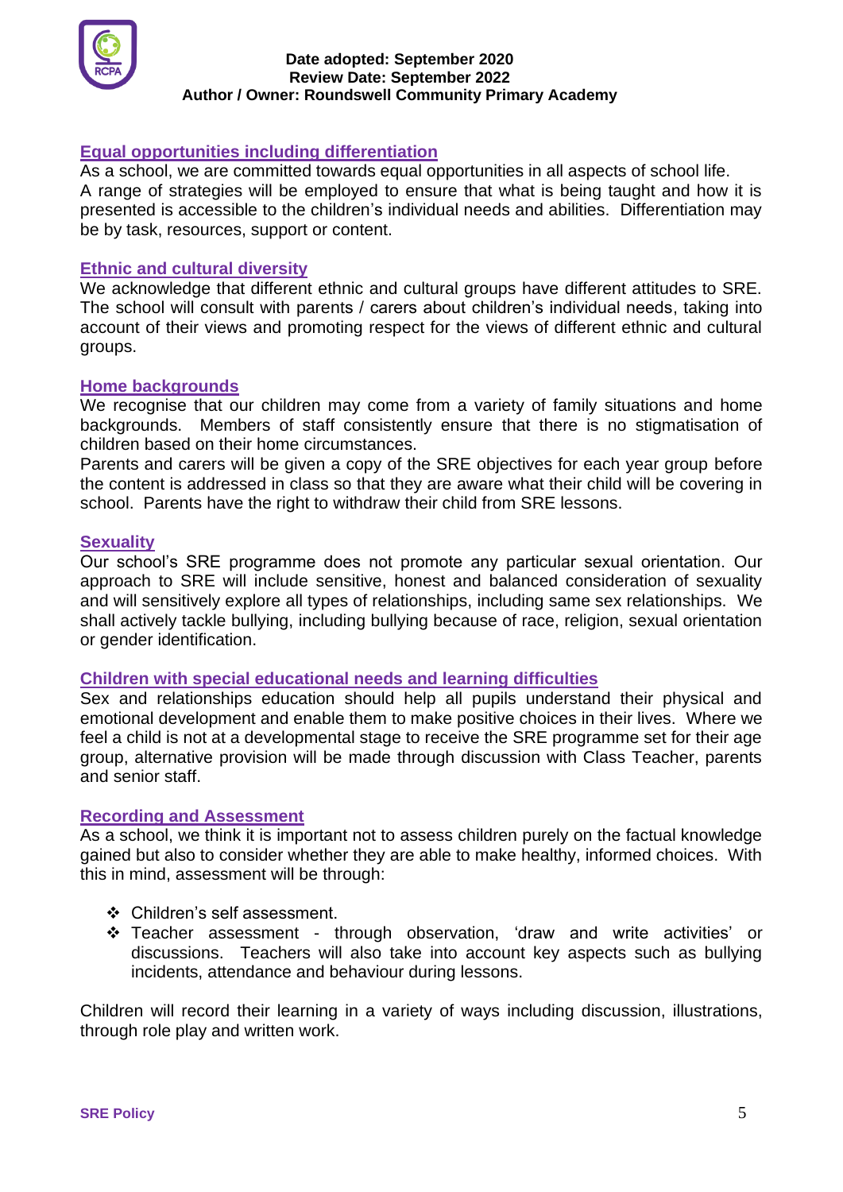## Equal opportunities including differentiation

As a school, we are committed towards equal opportunities in all aspects of school life.
A range of strategies will be employed to ensure that what is being taught and how it is presented is accessible to the children's individual needs and abilities. Differentiation may be by task, resources, support or content.

## Ethnic and cultural diversity

We acknowledge that different ethnic and cultural groups have different attitudes to SRE. The school will consult with parents / carers about children's individual needs, taking into account of their views and promoting respect for the views of different ethnic and cultural groups.

## Home backgrounds

We recognise that our children may come from a variety of family situations and home backgrounds. Members of staff consistently ensure that there is no stigmatisation of children based on their home circumstances.
Parents and carers will be given a copy of the SRE objectives for each year group before the content is addressed in class so that they are aware what their child will be covering in school. Parents have the right to withdraw their child from SRE lessons.

## Sexuality

Our school's SRE programme does not promote any particular sexual orientation. Our approach to SRE will include sensitive, honest and balanced consideration of sexuality and will sensitively explore all types of relationships, including same sex relationships. We shall actively tackle bullying, including bullying because of race, religion, sexual orientation or gender identification.

## Children with special educational needs and learning difficulties

Sex and relationships education should help all pupils understand their physical and emotional development and enable them to make positive choices in their lives. Where we feel a child is not at a developmental stage to receive the SRE programme set for their age group, alternative provision will be made through discussion with Class Teacher, parents and senior staff.

## Recording and Assessment

As a school, we think it is important not to assess children purely on the factual knowledge gained but also to consider whether they are able to make healthy, informed choices. With this in mind, assessment will be through:

- Children's self assessment.
- Teacher assessment - through observation, 'draw and write activities' or discussions. Teachers will also take into account key aspects such as bullying incidents, attendance and behaviour during lessons.

Children will record their learning in a variety of ways including discussion, illustrations, through role play and written work.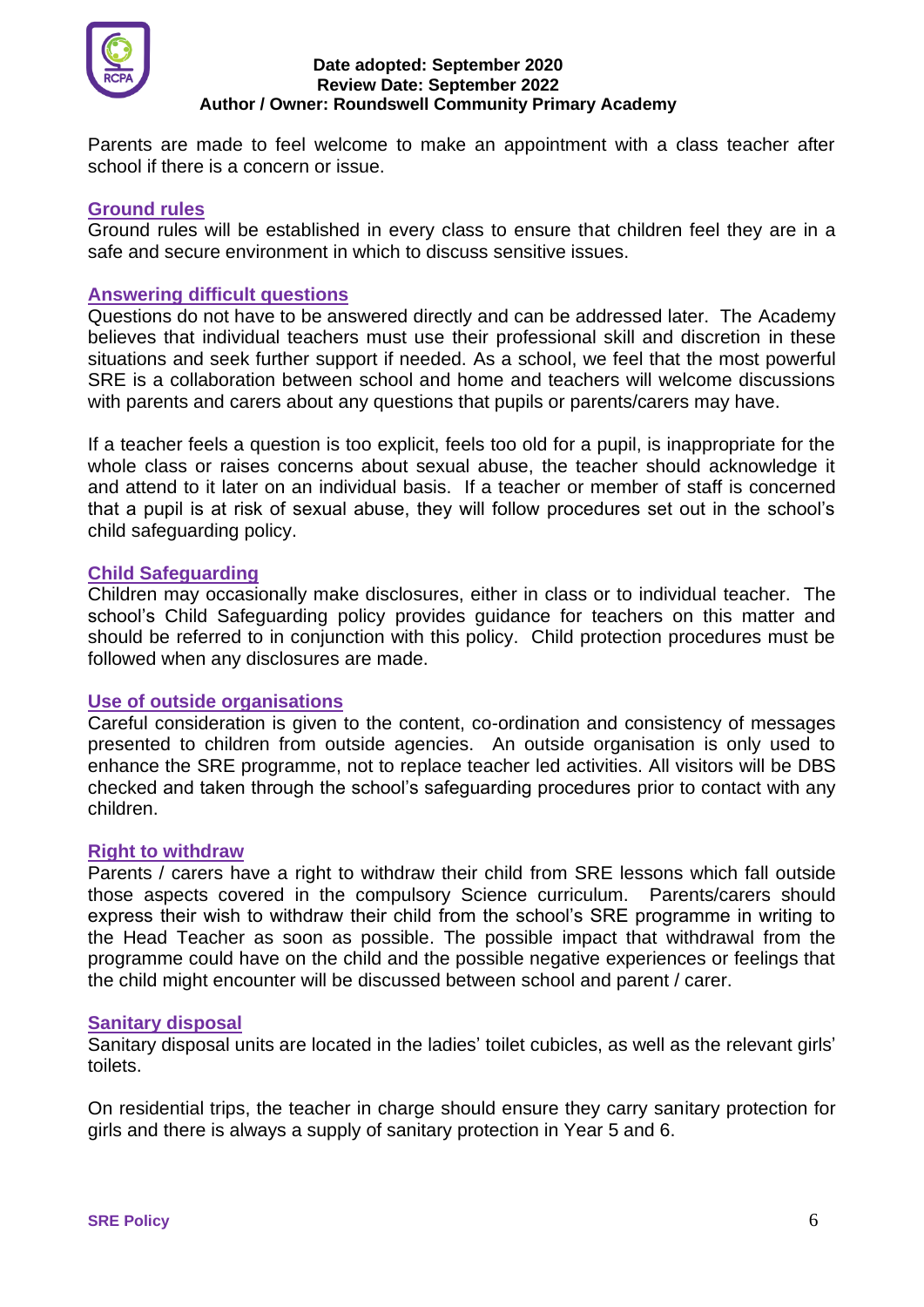Parents are made to feel welcome to make an appointment with a class teacher after school if there is a concern or issue.

## Ground rules

Ground rules will be established in every class to ensure that children feel they are in a safe and secure environment in which to discuss sensitive issues.

## Answering difficult questions

Questions do not have to be answered directly and can be addressed later. The Academy believes that individual teachers must use their professional skill and discretion in these situations and seek further support if needed. As a school, we feel that the most powerful SRE is a collaboration between school and home and teachers will welcome discussions with parents and carers about any questions that pupils or parents/carers may have.

If a teacher feels a question is too explicit, feels too old for a pupil, is inappropriate for the whole class or raises concerns about sexual abuse, the teacher should acknowledge it and attend to it later on an individual basis. If a teacher or member of staff is concerned that a pupil is at risk of sexual abuse, they will follow procedures set out in the school's child safeguarding policy.

## Child Safeguarding

Children may occasionally make disclosures, either in class or to individual teacher. The school's Child Safeguarding policy provides guidance for teachers on this matter and should be referred to in conjunction with this policy. Child protection procedures must be followed when any disclosures are made.

## Use of outside organisations

Careful consideration is given to the content, co-ordination and consistency of messages presented to children from outside agencies. An outside organisation is only used to enhance the SRE programme, not to replace teacher led activities. All visitors will be DBS checked and taken through the school's safeguarding procedures prior to contact with any children.

## Right to withdraw

Parents / carers have a right to withdraw their child from SRE lessons which fall outside those aspects covered in the compulsory Science curriculum. Parents/carers should express their wish to withdraw their child from the school's SRE programme in writing to the Head Teacher as soon as possible. The possible impact that withdrawal from the programme could have on the child and the possible negative experiences or feelings that the child might encounter will be discussed between school and parent / carer.

## Sanitary disposal

Sanitary disposal units are located in the ladies' toilet cubicles, as well as the relevant girls' toilets.

On residential trips, the teacher in charge should ensure they carry sanitary protection for girls and there is always a supply of sanitary protection in Year 5 and 6.